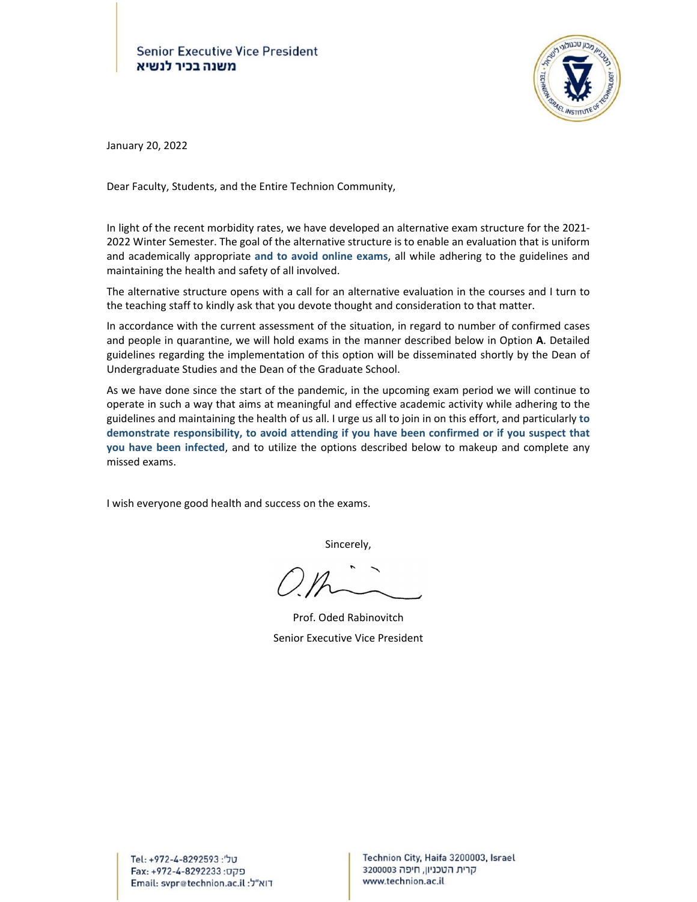Senior Executive Vice President
משנה בכיר לנשיא

January 20, 2022

Dear Faculty, Students, and the Entire Technion Community,

In light of the recent morbidity rates, we have developed an alternative exam structure for the 2021-2022 Winter Semester. The goal of the alternative structure is to enable an evaluation that is uniform and academically appropriate **and to avoid online exams**, all while adhering to the guidelines and maintaining the health and safety of all involved.

The alternative structure opens with a call for an alternative evaluation in the courses and I turn to the teaching staff to kindly ask that you devote thought and consideration to that matter.

In accordance with the current assessment of the situation, in regard to number of confirmed cases and people in quarantine, we will hold exams in the manner described below in Option **A**. Detailed guidelines regarding the implementation of this option will be disseminated shortly by the Dean of Undergraduate Studies and the Dean of the Graduate School.

As we have done since the start of the pandemic, in the upcoming exam period we will continue to operate in such a way that aims at meaningful and effective academic activity while adhering to the guidelines and maintaining the health of us all. I urge us all to join in on this effort, and particularly **to demonstrate responsibility, to avoid attending if you have been confirmed or if you suspect that you have been infected**, and to utilize the options described below to makeup and complete any missed exams.

I wish everyone good health and success on the exams.

Sincerely,

Prof. Oded Rabinovitch
Senior Executive Vice President

Tel: +972-4-8292593 :טל'
Fax: +972-4-8292233 :פקס
Email: svpr@technion.ac.il :דוא"ל

Technion City, Haifa 3200003, Israel
קרית הטכניון, חיפה 3200003
www.technion.ac.il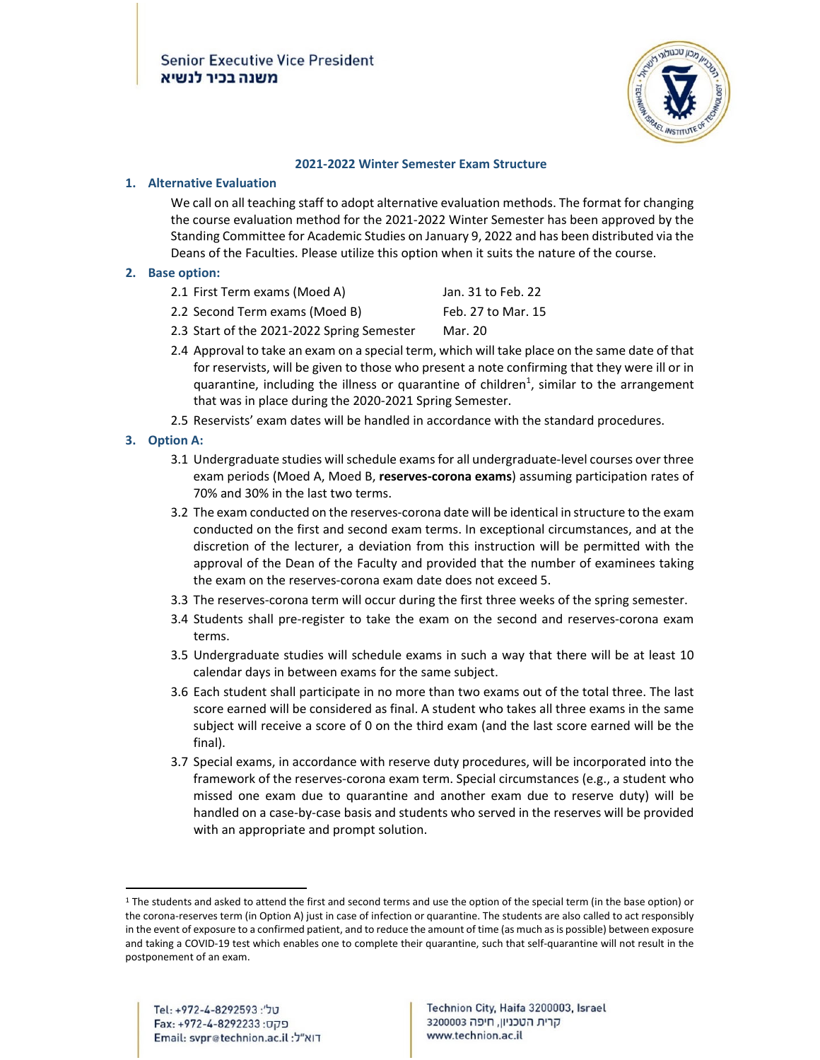Senior Executive Vice President
משנה בכיר לנשיא

**2021-2022 Winter Semester Exam Structure**

## 1. Alternative Evaluation

We call on all teaching staff to adopt alternative evaluation methods. The format for changing the course evaluation method for the 2021-2022 Winter Semester has been approved by the Standing Committee for Academic Studies on January 9, 2022 and has been distributed via the Deans of the Faculties. Please utilize this option when it suits the nature of the course.

## 2. Base option:

2.1 First Term exams (Moed A) — Jan. 31 to Feb. 22

2.2 Second Term exams (Moed B) — Feb. 27 to Mar. 15

2.3 Start of the 2021-2022 Spring Semester — Mar. 20

2.4 Approval to take an exam on a special term, which will take place on the same date of that for reservists, will be given to those who present a note confirming that they were ill or in quarantine, including the illness or quarantine of children[1], similar to the arrangement that was in place during the 2020-2021 Spring Semester.

2.5 Reservists' exam dates will be handled in accordance with the standard procedures.

## 3. Option A:

3.1 Undergraduate studies will schedule exams for all undergraduate-level courses over three exam periods (Moed A, Moed B, **reserves-corona exams**) assuming participation rates of 70% and 30% in the last two terms.

3.2 The exam conducted on the reserves-corona date will be identical in structure to the exam conducted on the first and second exam terms. In exceptional circumstances, and at the discretion of the lecturer, a deviation from this instruction will be permitted with the approval of the Dean of the Faculty and provided that the number of examinees taking the exam on the reserves-corona exam date does not exceed 5.

3.3 The reserves-corona term will occur during the first three weeks of the spring semester.

3.4 Students shall pre-register to take the exam on the second and reserves-corona exam terms.

3.5 Undergraduate studies will schedule exams in such a way that there will be at least 10 calendar days in between exams for the same subject.

3.6 Each student shall participate in no more than two exams out of the total three. The last score earned will be considered as final. A student who takes all three exams in the same subject will receive a score of 0 on the third exam (and the last score earned will be the final).

3.7 Special exams, in accordance with reserve duty procedures, will be incorporated into the framework of the reserves-corona exam term. Special circumstances (e.g., a student who missed one exam due to quarantine and another exam due to reserve duty) will be handled on a case-by-case basis and students who served in the reserves will be provided with an appropriate and prompt solution.

---

[1] The students and asked to attend the first and second terms and use the option of the special term (in the base option) or the corona-reserves term (in Option A) just in case of infection or quarantine. The students are also called to act responsibly in the event of exposure to a confirmed patient, and to reduce the amount of time (as much as is possible) between exposure and taking a COVID-19 test which enables one to complete their quarantine, such that self-quarantine will not result in the postponement of an exam.

Tel: +972-4-8292593 :טל'
Fax: +972-4-8292233 :פקס
Email: svpr@technion.ac.il :דוא"ל

Technion City, Haifa 3200003, Israel
קרית הטכניון, חיפה 3200003
www.technion.ac.il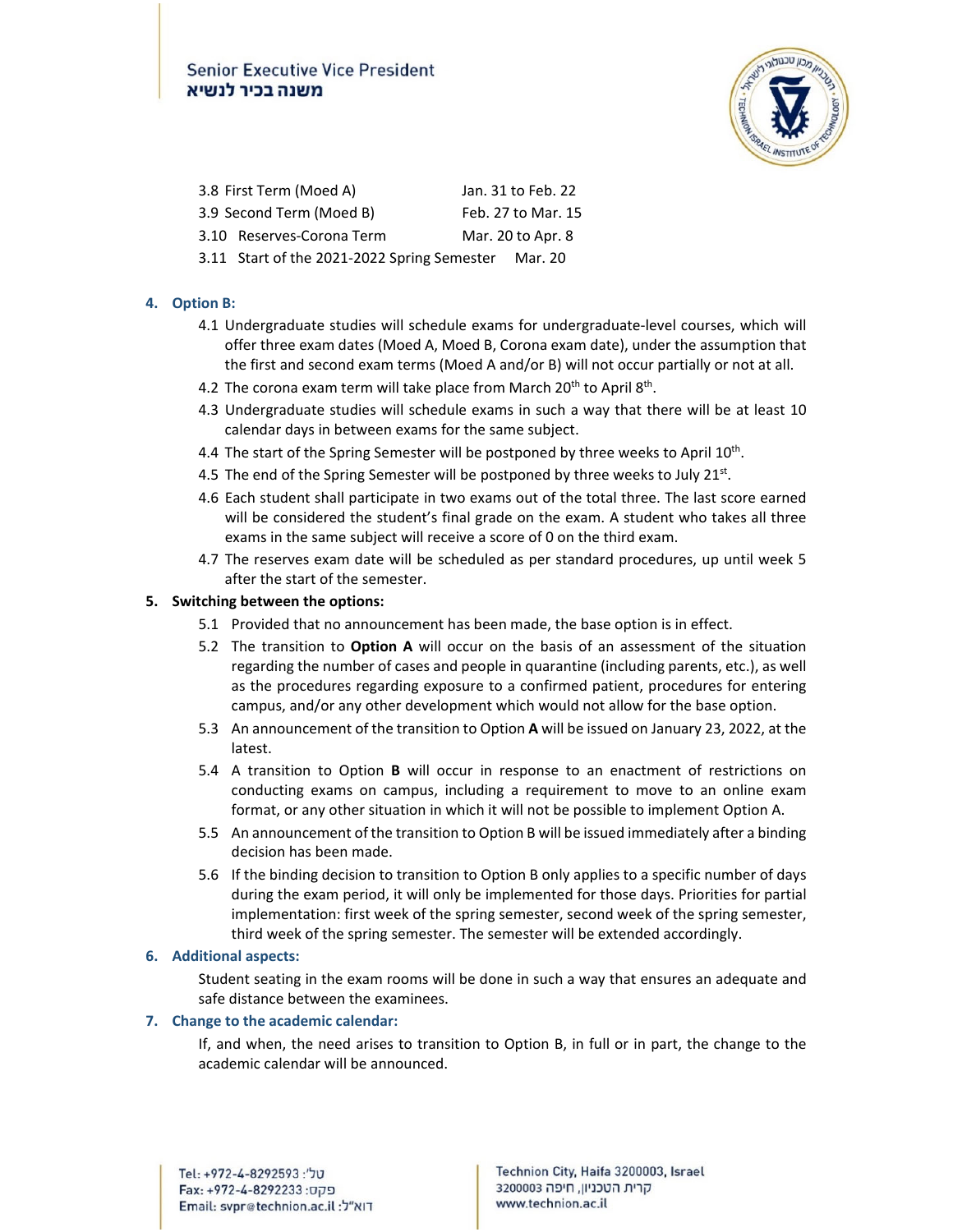3.8 First Term (Moed A) Jan. 31 to Feb. 22

3.9 Second Term (Moed B) Feb. 27 to Mar. 15

3.10 Reserves-Corona Term Mar. 20 to Apr. 8

3.11 Start of the 2021-2022 Spring Semester Mar. 20

## 4. Option B:

4.1 Undergraduate studies will schedule exams for undergraduate-level courses, which will offer three exam dates (Moed A, Moed B, Corona exam date), under the assumption that the first and second exam terms (Moed A and/or B) will not occur partially or not at all.

4.2 The corona exam term will take place from March 20th to April 8th.

4.3 Undergraduate studies will schedule exams in such a way that there will be at least 10 calendar days in between exams for the same subject.

4.4 The start of the Spring Semester will be postponed by three weeks to April 10th.

4.5 The end of the Spring Semester will be postponed by three weeks to July 21st.

4.6 Each student shall participate in two exams out of the total three. The last score earned will be considered the student's final grade on the exam. A student who takes all three exams in the same subject will receive a score of 0 on the third exam.

4.7 The reserves exam date will be scheduled as per standard procedures, up until week 5 after the start of the semester.

## 5. Switching between the options:

5.1 Provided that no announcement has been made, the base option is in effect.

5.2 The transition to **Option A** will occur on the basis of an assessment of the situation regarding the number of cases and people in quarantine (including parents, etc.), as well as the procedures regarding exposure to a confirmed patient, procedures for entering campus, and/or any other development which would not allow for the base option.

5.3 An announcement of the transition to Option **A** will be issued on January 23, 2022, at the latest.

5.4 A transition to Option **B** will occur in response to an enactment of restrictions on conducting exams on campus, including a requirement to move to an online exam format, or any other situation in which it will not be possible to implement Option A.

5.5 An announcement of the transition to Option B will be issued immediately after a binding decision has been made.

5.6 If the binding decision to transition to Option B only applies to a specific number of days during the exam period, it will only be implemented for those days. Priorities for partial implementation: first week of the spring semester, second week of the spring semester, third week of the spring semester. The semester will be extended accordingly.

## 6. Additional aspects:

Student seating in the exam rooms will be done in such a way that ensures an adequate and safe distance between the examinees.

## 7. Change to the academic calendar:

If, and when, the need arises to transition to Option B, in full or in part, the change to the academic calendar will be announced.